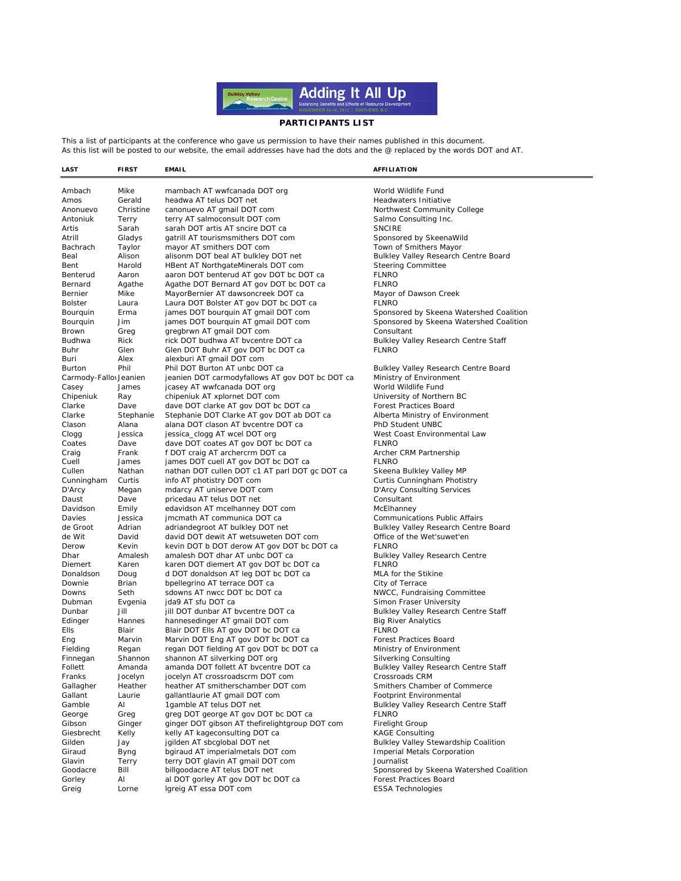Adding It All Up

Balancing Benefits and Effects of Resource Development

NOVEMBER 14-16, 2012 | SMITHERS, B.C.

## PARTICIPANTS LIST

This a list of participants at the conference who gave us permission to have their names published in this document.
As this list will be posted to our website, the email addresses have had the dots and the @ replaced by the words DOT and AT.

| LAST | FIRST | EMAIL | AFFILIATION |
|---|---|---|---|
| Ambach | Mike | mambach AT wwfcanada DOT org | World Wildlife Fund |
| Amos | Gerald | headwa AT telus DOT net | Headwaters Initiative |
| Anonuevo | Christine | canonuevo AT gmail DOT com | Northwest Community College |
| Antoniuk | Terry | terry AT salmoconsult DOT com | Salmo Consulting Inc. |
| Artis | Sarah | sarah DOT artis AT sncire DOT ca | SNCIRE |
| Atrill | Gladys | gatrill AT tourismsmithers DOT com | Sponsored by SkeenaWild |
| Bachrach | Taylor | mayor AT smithers DOT com | Town of Smithers Mayor |
| Beal | Alison | alisonm DOT beal AT bulkley DOT net | Bulkley Valley Research Centre Board |
| Bent | Harold | HBent AT NorthgateMinerals DOT com | Steering Committee |
| Benterud | Aaron | aaron DOT benterud AT gov DOT bc DOT ca | FLNRO |
| Bernard | Agathe | Agathe DOT Bernard AT gov DOT bc DOT ca | FLNRO |
| Bernier | Mike | MayorBernier AT dawsoncreek DOT ca | Mayor of Dawson Creek |
| Bolster | Laura | Laura DOT Bolster AT gov DOT bc DOT ca | FLNRO |
| Bourquin | Erma | james DOT bourquin AT gmail DOT com | Sponsored by Skeena Watershed Coalition |
| Bourquin | Jim | james DOT bourquin AT gmail DOT com | Sponsored by Skeena Watershed Coalition |
| Brown | Greg | gregbrwn AT gmail DOT com | Consultant |
| Budhwa | Rick | rick DOT budhwa AT bvcentre DOT ca | Bulkley Valley Research Centre Staff |
| Buhr | Glen | Glen DOT Buhr AT gov DOT bc DOT ca | FLNRO |
| Buri | Alex | alexburi AT gmail DOT com | |
| Burton | Phil | Phil DOT Burton AT unbc DOT ca | Bulkley Valley Research Centre Board |
| Carmody-Fallo | Jeanien | jeanien DOT carmodyfallows AT gov DOT bc DOT ca | Ministry of Environment |
| Casey | James | jcasey AT wwfcanada DOT org | World Wildlife Fund |
| Chipeniuk | Ray | chipeniuk AT xplornet DOT com | University of Northern BC |
| Clarke | Dave | dave DOT clarke AT gov DOT bc DOT ca | Forest Practices Board |
| Clarke | Stephanie | Stephanie DOT Clarke AT gov DOT ab DOT ca | Alberta Ministry of Environment |
| Clason | Alana | alana DOT clason AT bvcentre DOT ca | PhD Student UNBC |
| Clogg | Jessica | jessica_clogg AT wcel DOT org | West Coast Environmental Law |
| Coates | Dave | dave DOT coates AT gov DOT bc DOT ca | FLNRO |
| Craig | Frank | f DOT craig AT archercrm DOT ca | Archer CRM Partnership |
| Cuell | James | james DOT cuell AT gov DOT bc DOT ca | FLNRO |
| Cullen | Nathan | nathan DOT cullen DOT c1 AT parl DOT gc DOT ca | Skeena Bulkley Valley MP |
| Cunningham | Curtis | info AT photistry DOT com | Curtis Cunningham Photistry |
| D'Arcy | Megan | mdarcy AT uniserve DOT com | D'Arcy Consulting Services |
| Daust | Dave | pricedau AT telus DOT net | Consultant |
| Davidson | Emily | edavidson AT mcelhanney DOT com | McElhanney |
| Davies | Jessica | jmcmath AT communica DOT ca | Communications Public Affairs |
| de Groot | Adrian | adriandegroot AT bulkley DOT net | Bulkley Valley Research Centre Board |
| de Wit | David | david DOT dewit AT wetsuweten DOT com | Office of the Wet'suwet'en |
| Derow | Kevin | kevin DOT b DOT derow AT gov DOT bc DOT ca | FLNRO |
| Dhar | Amalesh | amalesh DOT dhar AT unbc DOT ca | Bulkley Valley Research Centre |
| Diemert | Karen | karen DOT diemert AT gov DOT bc DOT ca | FLNRO |
| Donaldson | Doug | d DOT donaldson AT leg DOT bc DOT ca | MLA for the Stikine |
| Downie | Brian | bpellegrino AT terrace DOT ca | City of Terrace |
| Downs | Seth | sdowns AT nwcc DOT bc DOT ca | NWCC, Fundraising Committee |
| Dubman | Evgenia | jda9 AT sfu DOT ca | Simon Fraser University |
| Dunbar | Jill | jill DOT dunbar AT bvcentre DOT ca | Bulkley Valley Research Centre Staff |
| Edinger | Hannes | hannesedinger AT gmail DOT com | Big River Analytics |
| Ells | Blair | Blair DOT Ells AT gov DOT bc DOT ca | FLNRO |
| Eng | Marvin | Marvin DOT Eng AT gov DOT bc DOT ca | Forest Practices Board |
| Fielding | Regan | regan DOT fielding AT gov DOT bc DOT ca | Ministry of Environment |
| Finnegan | Shannon | shannon AT silverking DOT org | Silverking Consulting |
| Follett | Amanda | amanda DOT follett AT bvcentre DOT ca | Bulkley Valley Research Centre Staff |
| Franks | Jocelyn | jocelyn AT crossroadscrm DOT com | Crossroads CRM |
| Gallagher | Heather | heather AT smitherschamber DOT com | Smithers Chamber of Commerce |
| Gallant | Laurie | gallantlaurie AT gmail DOT com | Footprint Environmental |
| Gamble | Al | 1gamble AT telus DOT net | Bulkley Valley Research Centre Staff |
| George | Greg | greg DOT george AT gov DOT bc DOT ca | FLNRO |
| Gibson | Ginger | ginger DOT gibson AT thefirelightgroup DOT com | Firelight Group |
| Giesbrecht | Kelly | kelly AT kageconsulting DOT ca | KAGE Consulting |
| Gilden | Jay | jgilden AT sbcglobal DOT net | Bulkley Valley Stewardship Coalition |
| Giraud | Byng | bgiraud AT imperialmetals DOT com | Imperial Metals Corporation |
| Glavin | Terry | terry DOT glavin AT gmail DOT com | Journalist |
| Goodacre | Bill | billgoodacre AT telus DOT net | Sponsored by Skeena Watershed Coalition |
| Gorley | Al | al DOT gorley AT gov DOT bc DOT ca | Forest Practices Board |
| Greig | Lorne | lgreig AT essa DOT com | ESSA Technologies |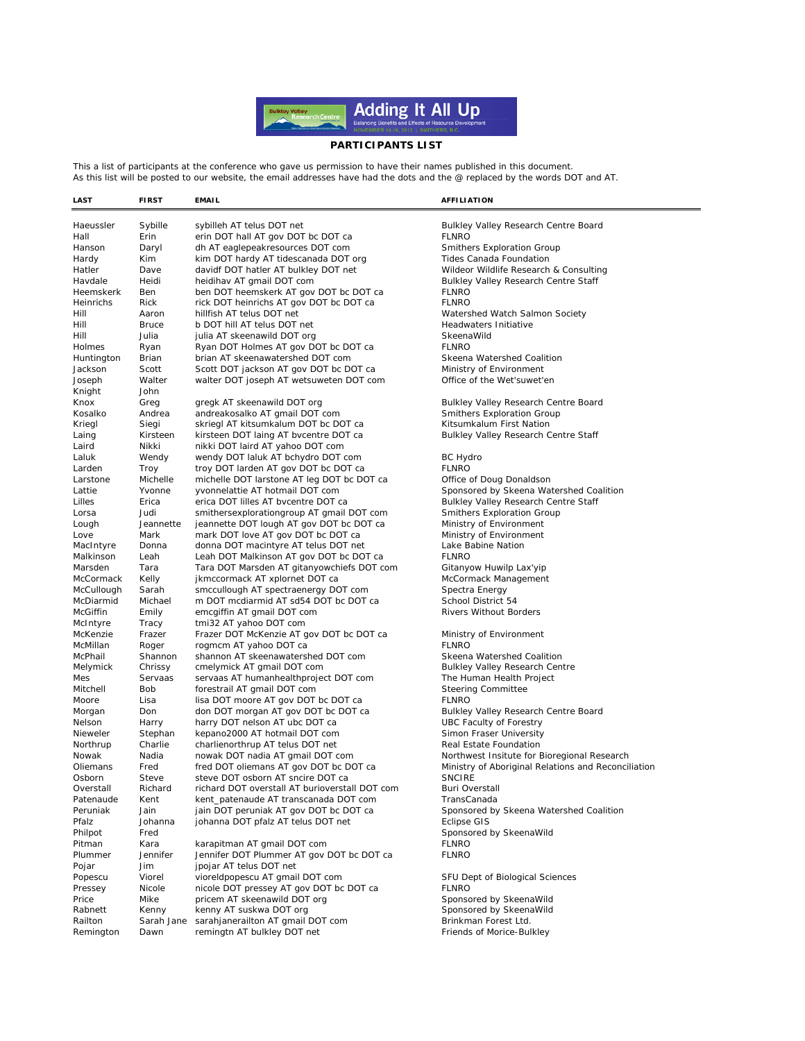**PARTICIPANTS LIST**

This a list of participants at the conference who gave us permission to have their names published in this document.
As this list will be posted to our website, the email addresses have had the dots and the @ replaced by the words DOT and AT.

| LAST | FIRST | EMAIL | AFFILIATION |
|---|---|---|---|
| Haeussler | Sybille | sybilleh AT telus DOT net | Bulkley Valley Research Centre Board |
| Hall | Erin | erin DOT hall AT gov DOT bc DOT ca | FLNRO |
| Hanson | Daryl | dh AT eaglepeakresources DOT com | Smithers Exploration Group |
| Hardy | Kim | kim DOT hardy AT tidescanada DOT org | Tides Canada Foundation |
| Hatler | Dave | davidf DOT hatler AT bulkley DOT net | Wildeor Wildlife Research & Consulting |
| Havdale | Heidi | heidihav AT gmail DOT com | Bulkley Valley Research Centre Staff |
| Heemskerk | Ben | ben DOT heemskerk AT gov DOT bc DOT ca | FLNRO |
| Heinrichs | Rick | rick DOT heinrichs AT gov DOT bc DOT ca | FLNRO |
| Hill | Aaron | hillfish AT telus DOT net | Watershed Watch Salmon Society |
| Hill | Bruce | b DOT hill AT telus DOT net | Headwaters Initiative |
| Hill | Julia | julia AT skeenawild DOT org | SkeenaWild |
| Holmes | Ryan | Ryan DOT Holmes AT gov DOT bc DOT ca | FLNRO |
| Huntington | Brian | brian AT skeenawatershed DOT com | Skeena Watershed Coalition |
| Jackson | Scott | Scott DOT jackson AT gov DOT bc DOT ca | Ministry of Environment |
| Joseph | Walter | walter DOT joseph AT wetsuweten DOT com | Office of the Wet'suwet'en |
| Knight | John | | |
| Knox | Greg | gregk AT skeenawild DOT org | Bulkley Valley Research Centre Board |
| Kosalko | Andrea | andreakosalko AT gmail DOT com | Smithers Exploration Group |
| Kriegl | Siegi | skriegl AT kitsumkalum DOT bc DOT ca | Kitsumkalum First Nation |
| Laing | Kirsteen | kirsteen DOT laing AT bvcentre DOT ca | Bulkley Valley Research Centre Staff |
| Laird | Nikki | nikki DOT laird AT yahoo DOT com | |
| Laluk | Wendy | wendy DOT laluk AT bchydro DOT com | BC Hydro |
| Larden | Troy | troy DOT larden AT gov DOT bc DOT ca | FLNRO |
| Larstone | Michelle | michelle DOT larstone AT leg DOT bc DOT ca | Office of Doug Donaldson |
| Lattie | Yvonne | yvonnelattie AT hotmail DOT com | Sponsored by Skeena Watershed Coalition |
| Lilles | Erica | erica DOT lilles AT bvcentre DOT ca | Bulkley Valley Research Centre Staff |
| Lorsa | Judi | smithersexplorationgroup AT gmail DOT com | Smithers Exploration Group |
| Lough | Jeannette | jeannette DOT lough AT gov DOT bc DOT ca | Ministry of Environment |
| Love | Mark | mark DOT love AT gov DOT bc DOT ca | Ministry of Environment |
| MacIntyre | Donna | donna DOT macintyre AT telus DOT net | Lake Babine Nation |
| Malkinson | Leah | Leah DOT Malkinson AT gov DOT bc DOT ca | FLNRO |
| Marsden | Tara | Tara DOT Marsden AT gitanyowchiefs DOT com | Gitanyow Huwilp Lax'yip |
| McCormack | Kelly | jkmccormack AT xplornet DOT ca | McCormack Management |
| McCullough | Sarah | smccullough AT spectraenergy DOT com | Spectra Energy |
| McDiarmid | Michael | m DOT mcdiarmid AT sd54 DOT bc DOT ca | School District 54 |
| McGiffin | Emily | emcgiffin AT gmail DOT com | Rivers Without Borders |
| McIntyre | Tracy | tmi32 AT yahoo DOT com | |
| McKenzie | Frazer | Frazer DOT McKenzie AT gov DOT bc DOT ca | Ministry of Environment |
| McMillan | Roger | rogmcm AT yahoo DOT ca | FLNRO |
| McPhail | Shannon | shannon AT skeenawatershed DOT com | Skeena Watershed Coalition |
| Melymick | Chrissy | cmelymick AT gmail DOT com | Bulkley Valley Research Centre |
| Mes | Servaas | servaas AT humanhealthproject DOT com | The Human Health Project |
| Mitchell | Bob | forestrail AT gmail DOT com | Steering Committee |
| Moore | Lisa | lisa DOT moore AT gov DOT bc DOT ca | FLNRO |
| Morgan | Don | don DOT morgan AT gov DOT bc DOT ca | Bulkley Valley Research Centre Board |
| Nelson | Harry | harry DOT nelson AT ubc DOT ca | UBC Faculty of Forestry |
| Nieweler | Stephan | kepano2000 AT hotmail DOT com | Simon Fraser University |
| Northrup | Charlie | charlienorthrup AT telus DOT net | Real Estate Foundation |
| Nowak | Nadia | nowak DOT nadia AT gmail DOT com | Northwest Insitute for Bioregional Research |
| Oliemans | Fred | fred DOT oliemans AT gov DOT bc DOT ca | Ministry of Aboriginal Relations and Reconciliation |
| Osborn | Steve | steve DOT osborn AT sncire DOT ca | SNCIRE |
| Overstall | Richard | richard DOT overstall AT burioverstall DOT com | Buri Overstall |
| Patenaude | Kent | kent_patenaude AT transcanada DOT com | TransCanada |
| Peruniak | Jain | jain DOT peruniak AT gov DOT bc DOT ca | Sponsored by Skeena Watershed Coalition |
| Pfalz | Johanna | johanna DOT pfalz AT telus DOT net | Eclipse GIS |
| Philpot | Fred | | Sponsored by SkeenaWild |
| Pitman | Kara | karapitman AT gmail DOT com | FLNRO |
| Plummer | Jennifer | Jennifer DOT Plummer AT gov DOT bc DOT ca | FLNRO |
| Pojar | Jim | jpojar AT telus DOT net | |
| Popescu | Viorel | vioreldpopescu AT gmail DOT com | SFU Dept of Biological Sciences |
| Pressey | Nicole | nicole DOT pressey AT gov DOT bc DOT ca | FLNRO |
| Price | Mike | pricem AT skeenawild DOT org | Sponsored by SkeenaWild |
| Rabnett | Kenny | kenny AT suskwa DOT org | Sponsored by SkeenaWild |
| Railton | Sarah Jane | sarahjanerailton AT gmail DOT com | Brinkman Forest Ltd. |
| Remington | Dawn | remingtn AT bulkley DOT net | Friends of Morice-Bulkley |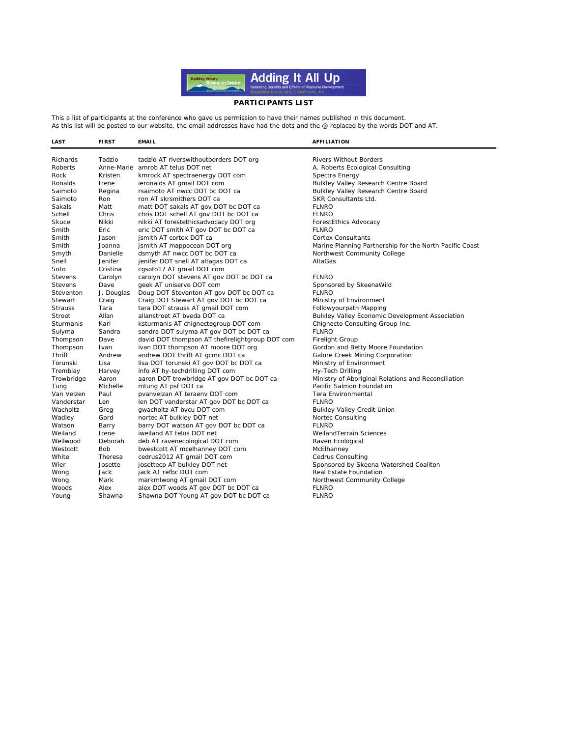**PARTICIPANTS LIST**

This a list of participants at the conference who gave us permission to have their names published in this document.
As this list will be posted to our website, the email addresses have had the dots and the @ replaced by the words DOT and AT.

| LAST | FIRST | EMAIL | AFFILIATION |
|---|---|---|---|
| Richards | Tadzio | tadzio AT riverswithoutborders DOT org | Rivers Without Borders |
| Roberts | Anne-Marie | amrob AT telus DOT net | A. Roberts Ecological Consulting |
| Rock | Kristen | kmrock AT spectraenergy DOT com | Spectra Energy |
| Ronalds | Irene | ieronalds AT gmail DOT com | Bulkley Valley Research Centre Board |
| Saimoto | Regina | rsaimoto AT nwcc DOT bc DOT ca | Bulkley Valley Research Centre Board |
| Saimoto | Ron | ron AT skrsmithers DOT ca | SKR Consultants Ltd. |
| Sakals | Matt | matt DOT sakals AT gov DOT bc DOT ca | FLNRO |
| Schell | Chris | chris DOT schell AT gov DOT bc DOT ca | FLNRO |
| Skuce | Nikki | nikki AT forestethicsadvocacy DOT org | ForestEthics Advocacy |
| Smith | Eric | eric DOT smith AT gov DOT bc DOT ca | FLNRO |
| Smith | Jason | jsmith AT cortex DOT ca | Cortex Consultants |
| Smith | Joanna | jsmith AT mappocean DOT org | Marine Planning Partnership for the North Pacific Coast |
| Smyth | Danielle | dsmyth AT nwcc DOT bc DOT ca | Northwest Community College |
| Snell | Jenifer | jenifer DOT snell AT altagas DOT ca | AltaGas |
| Soto | Cristina | cgsoto17 AT gmail DOT com | |
| Stevens | Carolyn | carolyn DOT stevens AT gov DOT bc DOT ca | FLNRO |
| Stevens | Dave | geek AT uniserve DOT com | Sponsored by SkeenaWild |
| Steventon | J. Douglas | Doug DOT Steventon AT gov DOT bc DOT ca | FLNRO |
| Stewart | Craig | Craig DOT Stewart AT gov DOT bc DOT ca | Ministry of Environment |
| Strauss | Tara | tara DOT strauss AT gmail DOT com | Followyourpath Mapping |
| Stroet | Allan | allanstroet AT bveda DOT ca | Bulkley Valley Economic Development Association |
| Sturmanis | Karl | ksturmanis AT chignectogroup DOT com | Chignecto Consulting Group Inc. |
| Sulyma | Sandra | sandra DOT sulyma AT gov DOT bc DOT ca | FLNRO |
| Thompson | Dave | david DOT thompson AT thefirelightgroup DOT com | Firelight Group |
| Thompson | Ivan | ivan DOT thompson AT moore DOT org | Gordon and Betty Moore Foundation |
| Thrift | Andrew | andrew DOT thrift AT gcmc DOT ca | Galore Creek Mining Corporation |
| Torunski | Lisa | lisa DOT torunski AT gov DOT bc DOT ca | Ministry of Environment |
| Tremblay | Harvey | info AT hy-techdrilling DOT com | Hy-Tech Drilling |
| Trowbridge | Aaron | aaron DOT trowbridge AT gov DOT bc DOT ca | Ministry of Aboriginal Relations and Reconciliation |
| Tung | Michelle | mtung AT psf DOT ca | Pacific Salmon Foundation |
| Van Velzen | Paul | pvanvelzan AT teraenv DOT com | Tera Environmental |
| Vanderstar | Len | len DOT vanderstar AT gov DOT bc DOT ca | FLNRO |
| Wacholtz | Greg | gwacholtz AT bvcu DOT com | Bulkley Valley Credit Union |
| Wadley | Gord | nortec AT bulkley DOT net | Nortec Consulting |
| Watson | Barry | barry DOT watson AT gov DOT bc DOT ca | FLNRO |
| Weiland | Irene | iweiland AT telus DOT net | WeilandTerrain Sciences |
| Wellwood | Deborah | deb AT ravenecological DOT com | Raven Ecological |
| Westcott | Bob | bwestcott AT mcelhanney DOT com | McElhanney |
| White | Theresa | cedrus2012 AT gmail DOT com | Cedrus Consulting |
| Wier | Josette | josettecp AT bulkley DOT net | Sponsored by Skeena Watershed Coaliton |
| Wong | Jack | jack AT refbc DOT com | Real Estate Foundation |
| Wong | Mark | markmlwong AT gmail DOT com | Northwest Community College |
| Woods | Alex | alex DOT woods AT gov DOT bc DOT ca | FLNRO |
| Young | Shawna | Shawna DOT Young AT gov DOT bc DOT ca | FLNRO |